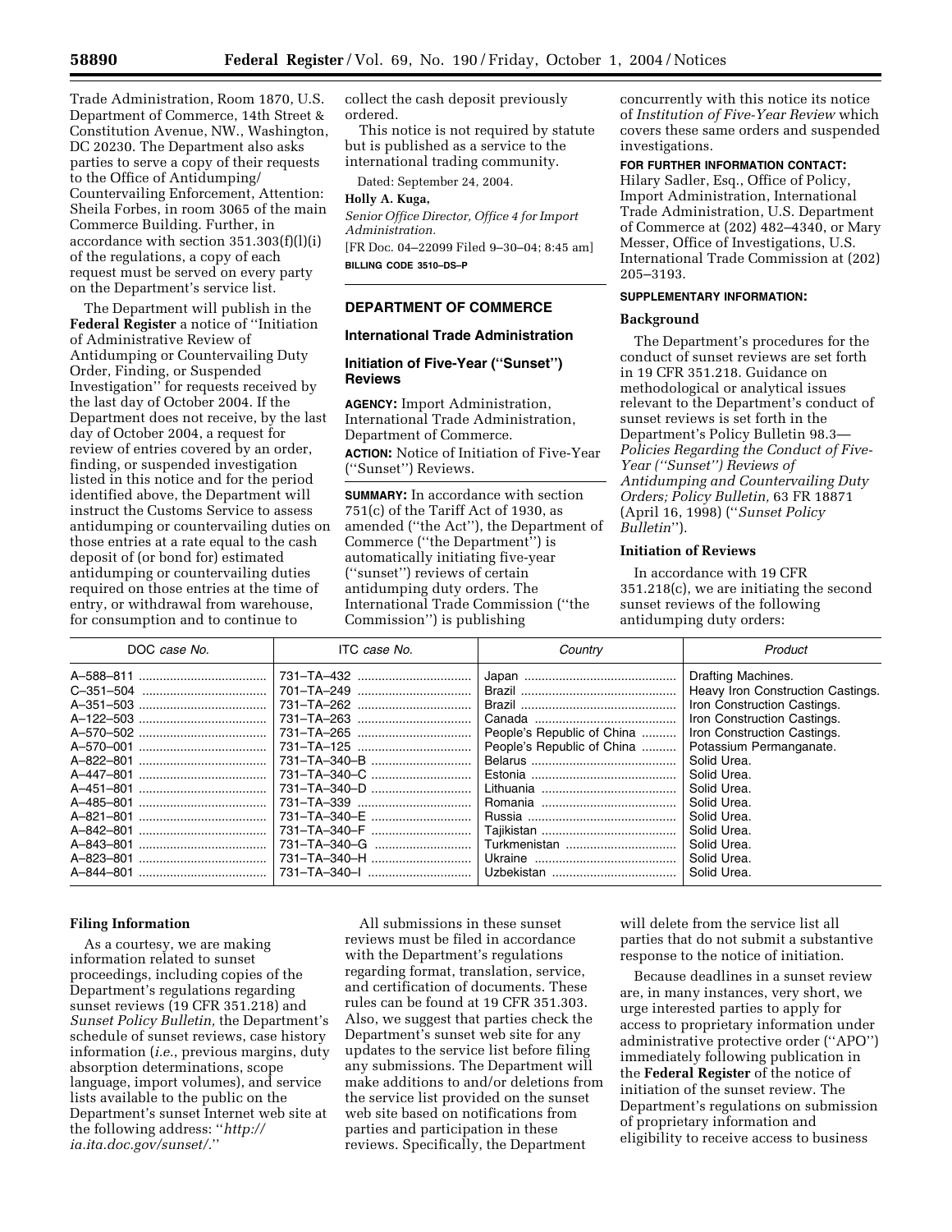Trade Administration, Room 1870, U.S. Department of Commerce, 14th Street & Constitution Avenue, NW., Washington, DC 20230. The Department also asks parties to serve a copy of their requests to the Office of Antidumping/Countervailing Enforcement, Attention: Sheila Forbes, in room 3065 of the main Commerce Building. Further, in accordance with section 351.303(f)(l)(i) of the regulations, a copy of each request must be served on every party on the Department's service list.

The Department will publish in the **Federal Register** a notice of ''Initiation of Administrative Review of Antidumping or Countervailing Duty Order, Finding, or Suspended Investigation'' for requests received by the last day of October 2004. If the Department does not receive, by the last day of October 2004, a request for review of entries covered by an order, finding, or suspended investigation listed in this notice and for the period identified above, the Department will instruct the Customs Service to assess antidumping or countervailing duties on those entries at a rate equal to the cash deposit of (or bond for) estimated antidumping or countervailing duties required on those entries at the time of entry, or withdrawal from warehouse, for consumption and to continue to collect the cash deposit previously ordered.

This notice is not required by statute but is published as a service to the international trading community.

Dated: September 24, 2004.

**Holly A. Kuga,**

*Senior Office Director, Office 4 for Import Administration.*

[FR Doc. 04–22099 Filed 9–30–04; 8:45 am]

**BILLING CODE 3510–DS–P**

## DEPARTMENT OF COMMERCE

### International Trade Administration

### Initiation of Five-Year (''Sunset'') Reviews

**AGENCY:** Import Administration, International Trade Administration, Department of Commerce.

**ACTION:** Notice of Initiation of Five-Year (''Sunset'') Reviews.

**SUMMARY:** In accordance with section 751(c) of the Tariff Act of 1930, as amended (''the Act''), the Department of Commerce (''the Department'') is automatically initiating five-year (''sunset'') reviews of certain antidumping duty orders. The International Trade Commission (''the Commission'') is publishing concurrently with this notice its notice of *Institution of Five-Year Review* which covers these same orders and suspended investigations.

**FOR FURTHER INFORMATION CONTACT:** Hilary Sadler, Esq., Office of Policy, Import Administration, International Trade Administration, U.S. Department of Commerce at (202) 482–4340, or Mary Messer, Office of Investigations, U.S. International Trade Commission at (202) 205–3193.

**SUPPLEMENTARY INFORMATION:**

#### Background

The Department's procedures for the conduct of sunset reviews are set forth in 19 CFR 351.218. Guidance on methodological or analytical issues relevant to the Department's conduct of sunset reviews is set forth in the Department's Policy Bulletin 98.3—*Policies Regarding the Conduct of Five-Year (''Sunset'') Reviews of Antidumping and Countervailing Duty Orders; Policy Bulletin,* 63 FR 18871 (April 16, 1998) (''*Sunset Policy Bulletin*'').

#### Initiation of Reviews

In accordance with 19 CFR 351.218(c), we are initiating the second sunset reviews of the following antidumping duty orders:

| DOC *case No.* | ITC *case No.* | *Country* | *Product* |
|---|---|---|---|
| A–588–811 | 731–TA–432 | Japan | Drafting Machines. |
| C–351–504 | 701–TA–249 | Brazil | Heavy Iron Construction Castings. |
| A–351–503 | 731–TA–262 | Brazil | Iron Construction Castings. |
| A–122–503 | 731–TA–263 | Canada | Iron Construction Castings. |
| A–570–502 | 731–TA–265 | People's Republic of China | Iron Construction Castings. |
| A–570–001 | 731–TA–125 | People's Republic of China | Potassium Permanganate. |
| A–822–801 | 731–TA–340–B | Belarus | Solid Urea. |
| A–447–801 | 731–TA–340–C | Estonia | Solid Urea. |
| A–451–801 | 731–TA–340–D | Lithuania | Solid Urea. |
| A–485–801 | 731–TA–339 | Romania | Solid Urea. |
| A–821–801 | 731–TA–340–E | Russia | Solid Urea. |
| A–842–801 | 731–TA–340–F | Tajikistan | Solid Urea. |
| A–843–801 | 731–TA–340–G | Turkmenistan | Solid Urea. |
| A–823–801 | 731–TA–340–H | Ukraine | Solid Urea. |
| A–844–801 | 731–TA–340–I | Uzbekistan | Solid Urea. |

#### Filing Information

As a courtesy, we are making information related to sunset proceedings, including copies of the Department's regulations regarding sunset reviews (19 CFR 351.218) and *Sunset Policy Bulletin,* the Department's schedule of sunset reviews, case history information (*i.e.*, previous margins, duty absorption determinations, scope language, import volumes), and service lists available to the public on the Department's sunset Internet web site at the following address: ''*http://ia.ita.doc.gov/sunset/.*''

All submissions in these sunset reviews must be filed in accordance with the Department's regulations regarding format, translation, service, and certification of documents. These rules can be found at 19 CFR 351.303. Also, we suggest that parties check the Department's sunset web site for any updates to the service list before filing any submissions. The Department will make additions to and/or deletions from the service list provided on the sunset web site based on notifications from parties and participation in these reviews. Specifically, the Department will delete from the service list all parties that do not submit a substantive response to the notice of initiation.

Because deadlines in a sunset review are, in many instances, very short, we urge interested parties to apply for access to proprietary information under administrative protective order (''APO'') immediately following publication in the **Federal Register** of the notice of initiation of the sunset review. The Department's regulations on submission of proprietary information and eligibility to receive access to business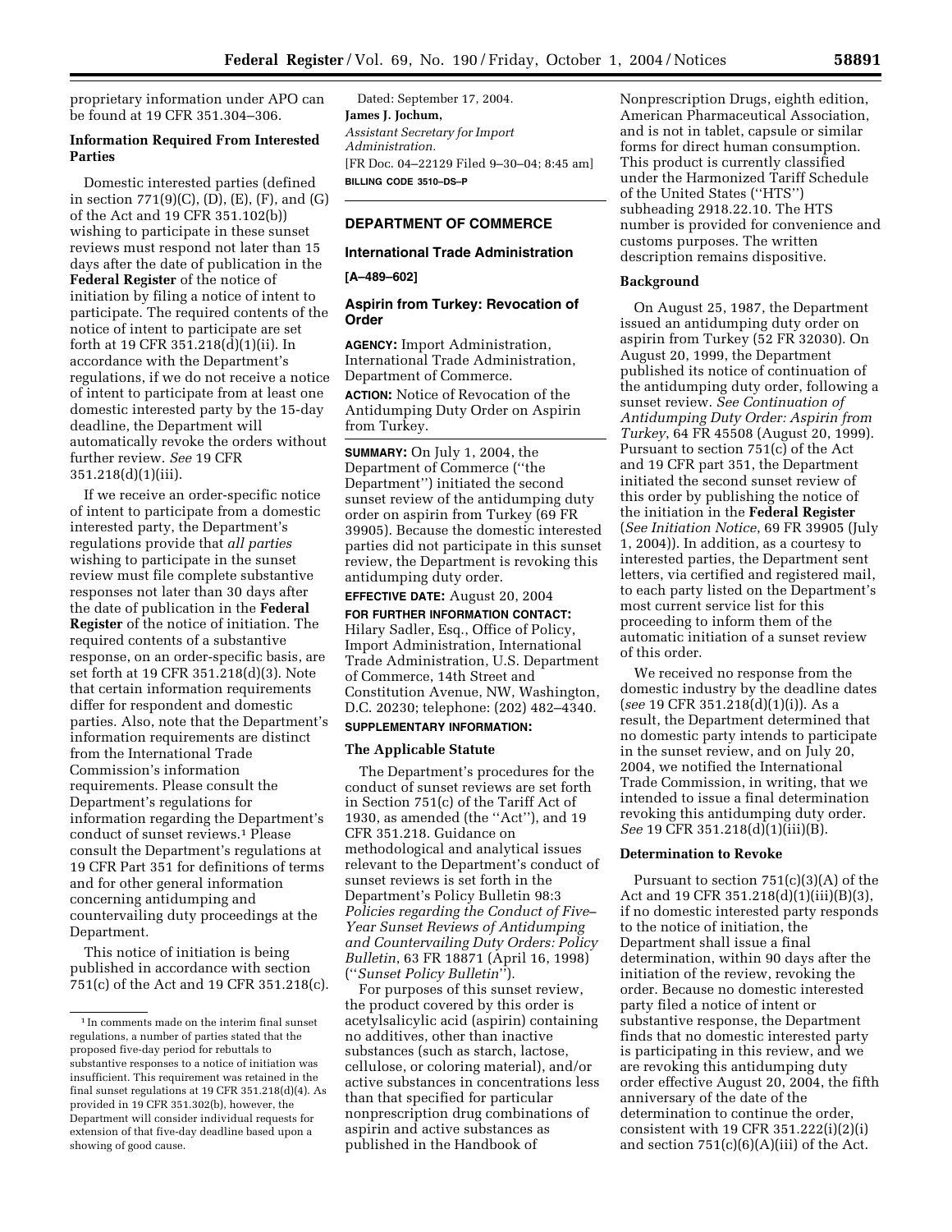proprietary information under APO can be found at 19 CFR 351.304–306.

**Information Required From Interested Parties**

Domestic interested parties (defined in section 771(9)(C), (D), (E), (F), and (G) of the Act and 19 CFR 351.102(b)) wishing to participate in these sunset reviews must respond not later than 15 days after the date of publication in the **Federal Register** of the notice of initiation by filing a notice of intent to participate. The required contents of the notice of intent to participate are set forth at 19 CFR 351.218(d)(1)(ii). In accordance with the Department's regulations, if we do not receive a notice of intent to participate from at least one domestic interested party by the 15-day deadline, the Department will automatically revoke the orders without further review. *See* 19 CFR 351.218(d)(1)(iii).

If we receive an order-specific notice of intent to participate from a domestic interested party, the Department's regulations provide that *all parties* wishing to participate in the sunset review must file complete substantive responses not later than 30 days after the date of publication in the **Federal Register** of the notice of initiation. The required contents of a substantive response, on an order-specific basis, are set forth at 19 CFR 351.218(d)(3). Note that certain information requirements differ for respondent and domestic parties. Also, note that the Department's information requirements are distinct from the International Trade Commission's information requirements. Please consult the Department's regulations for information regarding the Department's conduct of sunset reviews.[1] Please consult the Department's regulations at 19 CFR Part 351 for definitions of terms and for other general information concerning antidumping and countervailing duty proceedings at the Department.

This notice of initiation is being published in accordance with section 751(c) of the Act and 19 CFR 351.218(c).

[1] In comments made on the interim final sunset regulations, a number of parties stated that the proposed five-day period for rebuttals to substantive responses to a notice of initiation was insufficient. This requirement was retained in the final sunset regulations at 19 CFR 351.218(d)(4). As provided in 19 CFR 351.302(b), however, the Department will consider individual requests for extension of that five-day deadline based upon a showing of good cause.

Dated: September 17, 2004.

**James J. Jochum,**

*Assistant Secretary for Import Administration.*

[FR Doc. 04–22129 Filed 9–30–04; 8:45 am]

**BILLING CODE 3510–DS–P**

---

## DEPARTMENT OF COMMERCE

### International Trade Administration

**[A–489–602]**

### Aspirin from Turkey: Revocation of Order

**AGENCY:** Import Administration, International Trade Administration, Department of Commerce.

**ACTION:** Notice of Revocation of the Antidumping Duty Order on Aspirin from Turkey.

**SUMMARY:** On July 1, 2004, the Department of Commerce (''the Department'') initiated the second sunset review of the antidumping duty order on aspirin from Turkey (69 FR 39905). Because the domestic interested parties did not participate in this sunset review, the Department is revoking this antidumping duty order.

**EFFECTIVE DATE:** August 20, 2004

**FOR FURTHER INFORMATION CONTACT:** Hilary Sadler, Esq., Office of Policy, Import Administration, International Trade Administration, U.S. Department of Commerce, 14th Street and Constitution Avenue, NW, Washington, D.C. 20230; telephone: (202) 482–4340.

**SUPPLEMENTARY INFORMATION:**

**The Applicable Statute**

The Department's procedures for the conduct of sunset reviews are set forth in Section 751(c) of the Tariff Act of 1930, as amended (the ''Act''), and 19 CFR 351.218. Guidance on methodological and analytical issues relevant to the Department's conduct of sunset reviews is set forth in the Department's Policy Bulletin 98:3 *Policies regarding the Conduct of Five–Year Sunset Reviews of Antidumping and Countervailing Duty Orders: Policy Bulletin*, 63 FR 18871 (April 16, 1998) (''*Sunset Policy Bulletin*'').

For purposes of this sunset review, the product covered by this order is acetylsalicylic acid (aspirin) containing no additives, other than inactive substances (such as starch, lactose, cellulose, or coloring material), and/or active substances in concentrations less than that specified for particular nonprescription drug combinations of aspirin and active substances as published in the Handbook of Nonprescription Drugs, eighth edition, American Pharmaceutical Association, and is not in tablet, capsule or similar forms for direct human consumption. This product is currently classified under the Harmonized Tariff Schedule of the United States (''HTS'') subheading 2918.22.10. The HTS number is provided for convenience and customs purposes. The written description remains dispositive.

**Background**

On August 25, 1987, the Department issued an antidumping duty order on aspirin from Turkey (52 FR 32030). On August 20, 1999, the Department published its notice of continuation of the antidumping duty order, following a sunset review. *See Continuation of Antidumping Duty Order: Aspirin from Turkey*, 64 FR 45508 (August 20, 1999). Pursuant to section 751(c) of the Act and 19 CFR part 351, the Department initiated the second sunset review of this order by publishing the notice of the initiation in the **Federal Register** (*See Initiation Notice*, 69 FR 39905 (July 1, 2004)). In addition, as a courtesy to interested parties, the Department sent letters, via certified and registered mail, to each party listed on the Department's most current service list for this proceeding to inform them of the automatic initiation of a sunset review of this order.

We received no response from the domestic industry by the deadline dates (*see* 19 CFR 351.218(d)(1)(i)). As a result, the Department determined that no domestic party intends to participate in the sunset review, and on July 20, 2004, we notified the International Trade Commission, in writing, that we intended to issue a final determination revoking this antidumping duty order. *See* 19 CFR 351.218(d)(1)(iii)(B).

**Determination to Revoke**

Pursuant to section 751(c)(3)(A) of the Act and 19 CFR 351.218(d)(1)(iii)(B)(3), if no domestic interested party responds to the notice of initiation, the Department shall issue a final determination, within 90 days after the initiation of the review, revoking the order. Because no domestic interested party filed a notice of intent or substantive response, the Department finds that no domestic interested party is participating in this review, and we are revoking this antidumping duty order effective August 20, 2004, the fifth anniversary of the date of the determination to continue the order, consistent with 19 CFR 351.222(i)(2)(i) and section 751(c)(6)(A)(iii) of the Act.